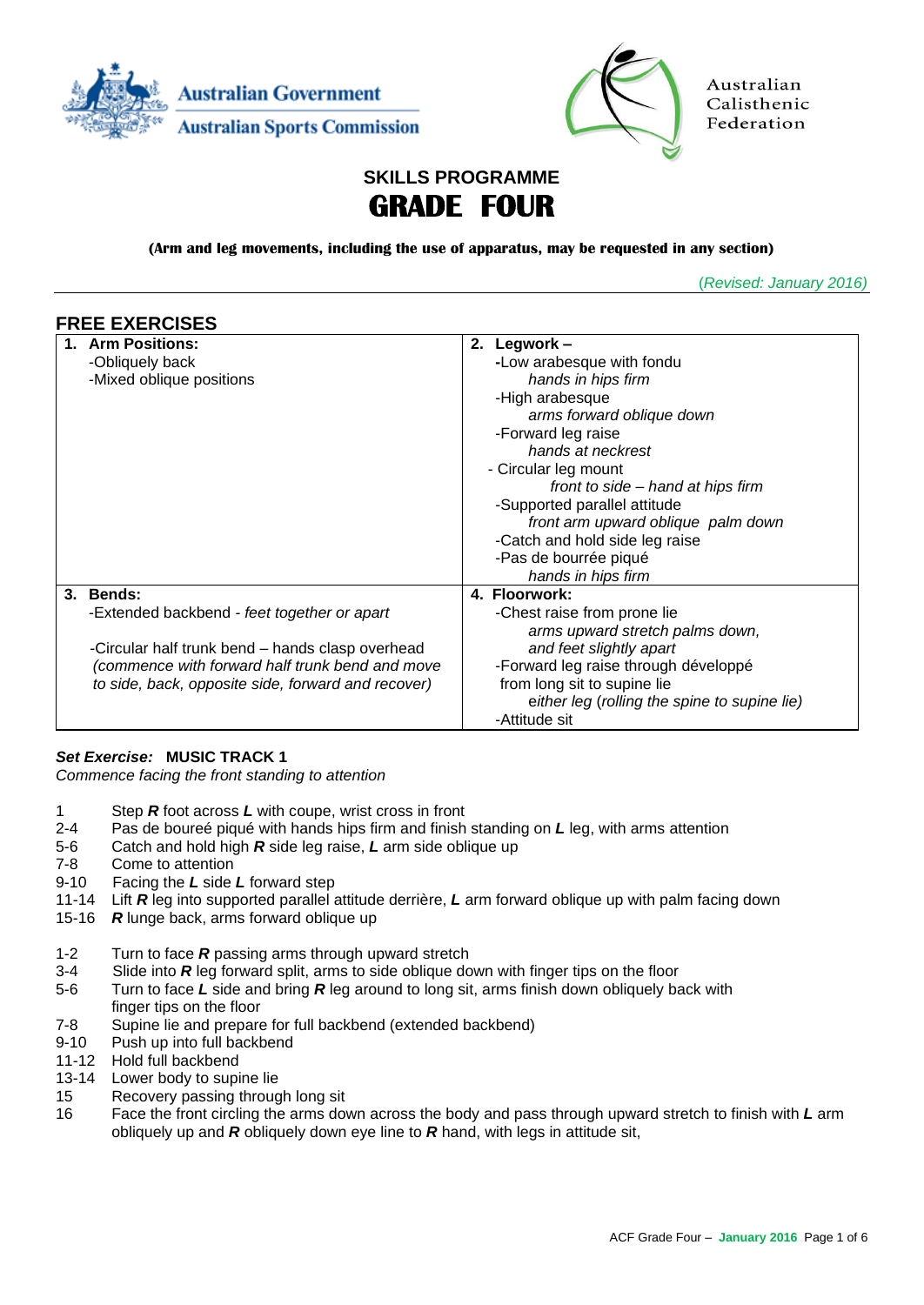Australian Government
Australian Sports Commission

Australian Calisthenic Federation

# SKILLS PROGRAMME
# GRADE FOUR

**(Arm and leg movements, including the use of apparatus, may be requested in any section)**

*(Revised: January 2016)*

## FREE EXERCISES

| **1. Arm Positions:** -Obliquely back -Mixed oblique positions | **2. Legwork –** -Low arabesque with fondu *hands in hips firm* -High arabesque *arms forward oblique down* -Forward leg raise *hands at neckrest* - Circular leg mount *front to side – hand at hips firm* -Supported parallel attitude *front arm upward oblique palm down* -Catch and hold side leg raise -Pas de bourrée piqué *hands in hips firm* |
|---|---|
| **3. Bends:** -Extended backbend - *feet together or apart* -Circular half trunk bend – hands clasp overhead *(commence with forward half trunk bend and move to side, back, opposite side, forward and recover)* | **4. Floorwork:** -Chest raise from prone lie *arms upward stretch palms down, and feet slightly apart* -Forward leg raise through développé from long sit to supine lie *either leg (rolling the spine to supine lie)* -Attitude sit |

***Set Exercise:*** **MUSIC TRACK 1**

*Commence facing the front standing to attention*

| | |
|---|---|
| 1 | Step ***R*** foot across ***L*** with coupe, wrist cross in front |
| 2-4 | Pas de boureé piqué with hands hips firm and finish standing on ***L*** leg, with arms attention |
| 5-6 | Catch and hold high ***R*** side leg raise, ***L*** arm side oblique up |
| 7-8 | Come to attention |
| 9-10 | Facing the ***L*** side ***L*** forward step |
| 11-14 | Lift ***R*** leg into supported parallel attitude derrière, ***L*** arm forward oblique up with palm facing down |
| 15-16 | ***R*** lunge back, arms forward oblique up |

| | |
|---|---|
| 1-2 | Turn to face ***R*** passing arms through upward stretch |
| 3-4 | Slide into ***R*** leg forward split, arms to side oblique down with finger tips on the floor |
| 5-6 | Turn to face ***L*** side and bring ***R*** leg around to long sit, arms finish down obliquely back with finger tips on the floor |
| 7-8 | Supine lie and prepare for full backbend (extended backbend) |
| 9-10 | Push up into full backbend |
| 11-12 | Hold full backbend |
| 13-14 | Lower body to supine lie |
| 15 | Recovery passing through long sit |
| 16 | Face the front circling the arms down across the body and pass through upward stretch to finish with ***L*** arm obliquely up and ***R*** obliquely down eye line to ***R*** hand, with legs in attitude sit, |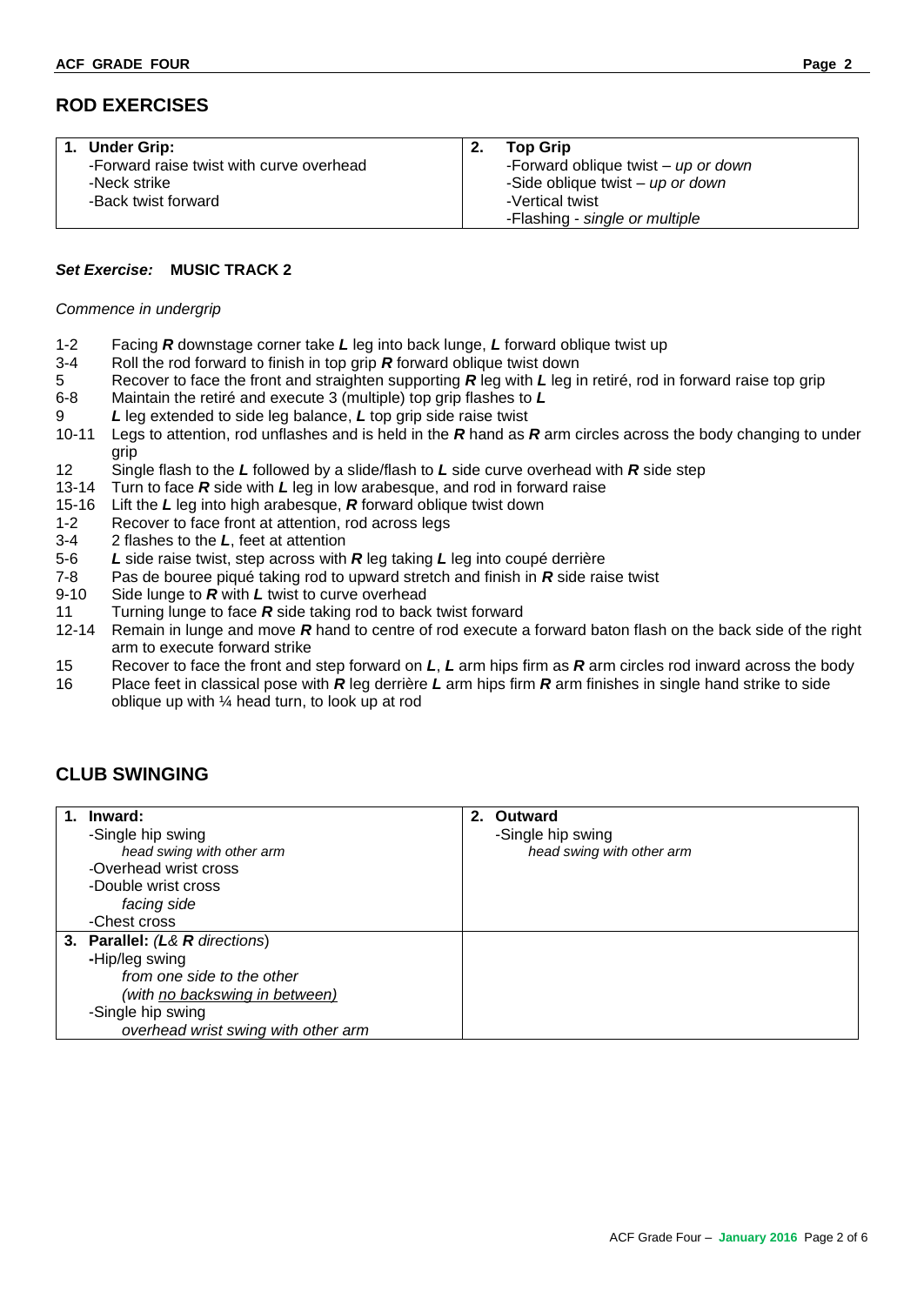## ROD EXERCISES

| 1. **Under Grip:** | 2. **Top Grip** |
| --- | --- |
| -Forward raise twist with curve overhead<br>-Neck strike<br>-Back twist forward | -Forward oblique twist – *up or down*<br>-Side oblique twist – *up or down*<br>-Vertical twist<br>-Flashing - *single or multiple* |

***Set Exercise:*** **MUSIC TRACK 2**

*Commence in undergrip*

- 1-2 Facing ***R*** downstage corner take ***L*** leg into back lunge, ***L*** forward oblique twist up
- 3-4 Roll the rod forward to finish in top grip ***R*** forward oblique twist down
- 5 Recover to face the front and straighten supporting ***R*** leg with ***L*** leg in retiré, rod in forward raise top grip
- 6-8 Maintain the retiré and execute 3 (multiple) top grip flashes to ***L***
- 9 ***L*** leg extended to side leg balance, ***L*** top grip side raise twist
- 10-11 Legs to attention, rod unflashes and is held in the ***R*** hand as ***R*** arm circles across the body changing to under grip
- 12 Single flash to the ***L*** followed by a slide/flash to ***L*** side curve overhead with ***R*** side step
- 13-14 Turn to face ***R*** side with ***L*** leg in low arabesque, and rod in forward raise
- 15-16 Lift the ***L*** leg into high arabesque, ***R*** forward oblique twist down
- 1-2 Recover to face front at attention, rod across legs
- 3-4 2 flashes to the ***L***, feet at attention
- 5-6 ***L*** side raise twist, step across with ***R*** leg taking ***L*** leg into coupé derrière
- 7-8 Pas de bouree piqué taking rod to upward stretch and finish in ***R*** side raise twist
- 9-10 Side lunge to ***R*** with ***L*** twist to curve overhead
- 11 Turning lunge to face ***R*** side taking rod to back twist forward
- 12-14 Remain in lunge and move ***R*** hand to centre of rod execute a forward baton flash on the back side of the right arm to execute forward strike
- 15 Recover to face the front and step forward on ***L***, ***L*** arm hips firm as ***R*** arm circles rod inward across the body
- 16 Place feet in classical pose with ***R*** leg derrière ***L*** arm hips firm ***R*** arm finishes in single hand strike to side oblique up with ¼ head turn, to look up at rod

## CLUB SWINGING

| 1. **Inward:** | 2. **Outward** |
| --- | --- |
| -Single hip swing<br>*head swing with other arm*<br>-Overhead wrist cross<br>-Double wrist cross<br>*facing side*<br>-Chest cross | -Single hip swing<br>*head swing with other arm* |
| 3. **Parallel:** (***L***& ***R*** *directions*)<br>**-**Hip/leg swing<br>*from one side to the other*<br>*(with no backswing in between)*<br>-Single hip swing<br>*overhead wrist swing with other arm* | |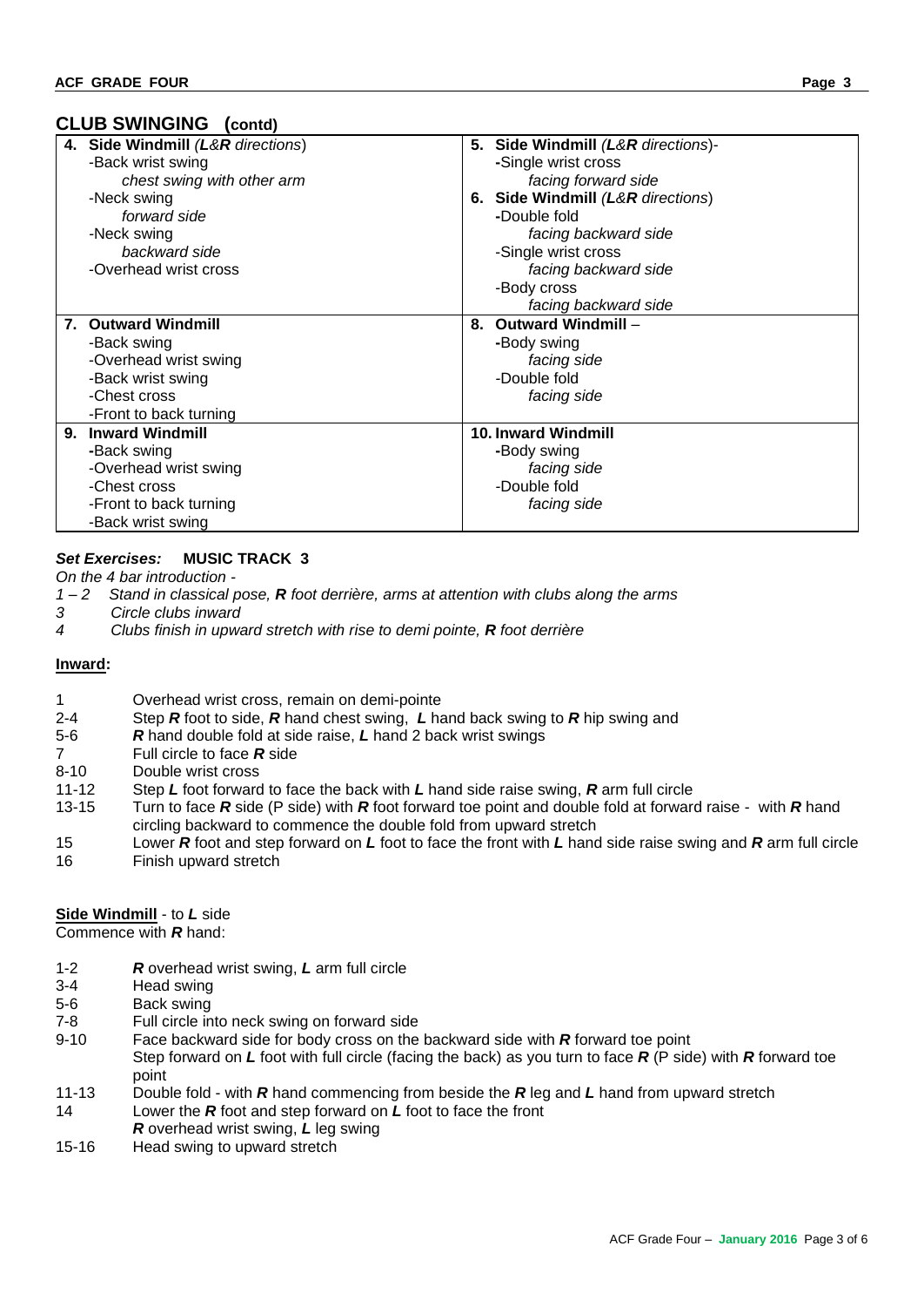## CLUB SWINGING (contd)

| 4. **Side Windmill** (*L&R directions*) | 5. **Side Windmill** (*L&R directions*)- |
|---|---|
| -Back wrist swing<br>*chest swing with other arm*<br>-Neck swing<br>*forward side*<br>-Neck swing<br>*backward side*<br>-Overhead wrist cross | -Single wrist cross<br>*facing forward side*<br>**6. Side Windmill** (*L&R directions*)<br>-Double fold<br>*facing backward side*<br>-Single wrist cross<br>*facing backward side*<br>-Body cross<br>*facing backward side* |
| **7. Outward Windmill**<br>-Back swing<br>-Overhead wrist swing<br>-Back wrist swing<br>-Chest cross<br>-Front to back turning | **8. Outward Windmill** –<br>-Body swing<br>*facing side*<br>-Double fold<br>*facing side* |
| **9. Inward Windmill**<br>-Back swing<br>-Overhead wrist swing<br>-Chest cross<br>-Front to back turning<br>-Back wrist swing | **10. Inward Windmill**<br>-Body swing<br>*facing side*<br>-Double fold<br>*facing side* |

***Set Exercises:*** **MUSIC TRACK 3**

*On the 4 bar introduction -*

*1 – 2 Stand in classical pose, **R** foot derrière, arms at attention with clubs along the arms*
*3 Circle clubs inward*
*4 Clubs finish in upward stretch with rise to demi pointe, **R** foot derrière*

**Inward:**

1 Overhead wrist cross, remain on demi-pointe
2-4 Step ***R*** foot to side, ***R*** hand chest swing, ***L*** hand back swing to ***R*** hip swing and
5-6 ***R*** hand double fold at side raise, ***L*** hand 2 back wrist swings
7 Full circle to face ***R*** side
8-10 Double wrist cross
11-12 Step ***L*** foot forward to face the back with ***L*** hand side raise swing, ***R*** arm full circle
13-15 Turn to face ***R*** side (P side) with ***R*** foot forward toe point and double fold at forward raise - with ***R*** hand circling backward to commence the double fold from upward stretch
15 Lower ***R*** foot and step forward on ***L*** foot to face the front with ***L*** hand side raise swing and ***R*** arm full circle
16 Finish upward stretch

**Side Windmill** - to ***L*** side
Commence with ***R*** hand:

1-2 ***R*** overhead wrist swing, ***L*** arm full circle
3-4 Head swing
5-6 Back swing
7-8 Full circle into neck swing on forward side
9-10 Face backward side for body cross on the backward side with ***R*** forward toe point
Step forward on ***L*** foot with full circle (facing the back) as you turn to face ***R*** (P side) with ***R*** forward toe point
11-13 Double fold - with ***R*** hand commencing from beside the ***R*** leg and ***L*** hand from upward stretch
14 Lower the ***R*** foot and step forward on ***L*** foot to face the front
***R*** overhead wrist swing, ***L*** leg swing
15-16 Head swing to upward stretch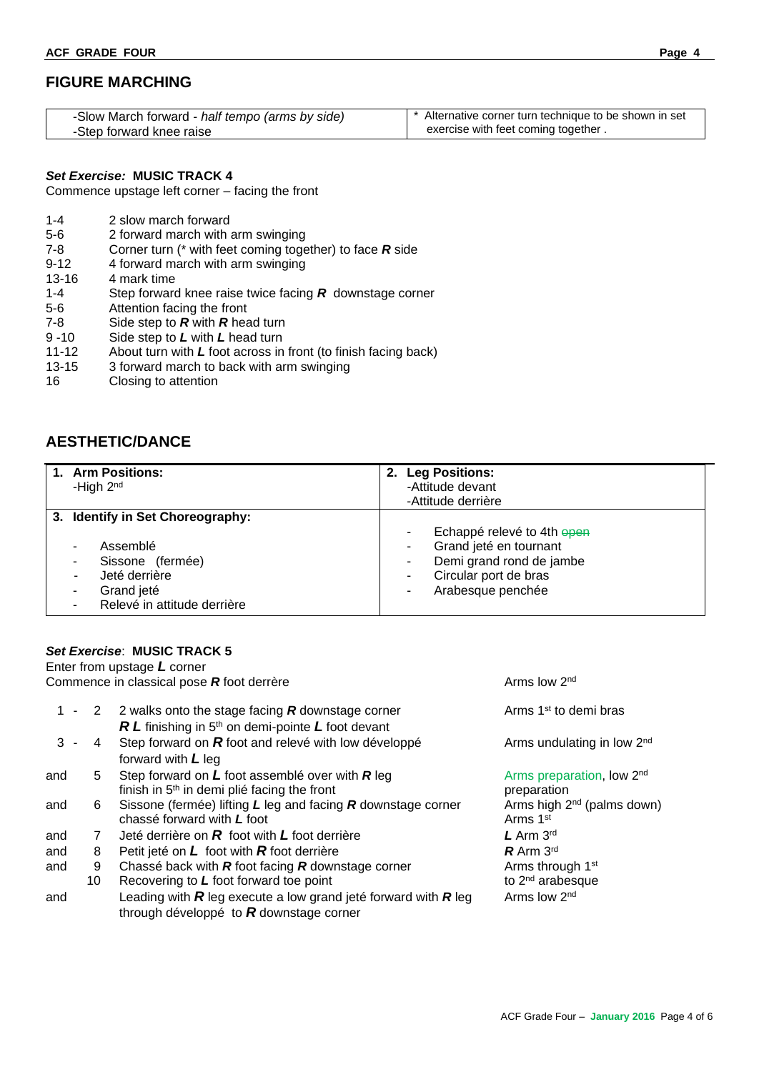## FIGURE MARCHING

| -Slow March forward - *half tempo (arms by side)* <br> -Step forward knee raise | * Alternative corner turn technique to be shown in set exercise with feet coming together . |
|---|---|

***Set Exercise:* MUSIC TRACK 4**
Commence upstage left corner – facing the front

| | |
|---|---|
| 1-4 | 2 slow march forward |
| 5-6 | 2 forward march with arm swinging |
| 7-8 | Corner turn (* with feet coming together) to face ***R*** side |
| 9-12 | 4 forward march with arm swinging |
| 13-16 | 4 mark time |
| 1-4 | Step forward knee raise twice facing ***R*** downstage corner |
| 5-6 | Attention facing the front |
| 7-8 | Side step to ***R*** with ***R*** head turn |
| 9 -10 | Side step to ***L*** with ***L*** head turn |
| 11-12 | About turn with ***L*** foot across in front (to finish facing back) |
| 13-15 | 3 forward march to back with arm swinging |
| 16 | Closing to attention |

## AESTHETIC/DANCE

| **1. Arm Positions:** <br> -High 2nd | **2. Leg Positions:** <br> -Attitude devant <br> -Attitude derrière |
|---|---|
| **3. Identify in Set Choreography:** <br> - Assemblé <br> - Sissone (fermée) <br> - Jeté derrière <br> - Grand jeté <br> - Relevé in attitude derrière | - Echappé relevé to 4th ~~open~~ <br> - Grand jeté en tournant <br> - Demi grand rond de jambe <br> - Circular port de bras <br> - Arabesque penchée |

***Set Exercise*: MUSIC TRACK 5**
Enter from upstage ***L*** corner
Commence in classical pose ***R*** foot derrère — Arms low 2nd

| | | | |
|---|---|---|---|
| 1 - | 2 | 2 walks onto the stage facing ***R*** downstage corner <br> ***R L*** finishing in 5th on demi-pointe ***L*** foot devant | Arms 1st to demi bras |
| 3 - | 4 | Step forward on ***R*** foot and relevé with low développé forward with ***L*** leg | Arms undulating in low 2nd |
| and | 5 | Step forward on ***L*** foot assemblé over with ***R*** leg finish in 5th in demi plié facing the front | Arms preparation, low 2nd preparation |
| and | 6 | Sissone (fermée) lifting ***L*** leg and facing ***R*** downstage corner chassé forward with ***L*** foot | Arms high 2nd (palms down) Arms 1st |
| and | 7 | Jeté derrière on ***R*** foot with ***L*** foot derrière | ***L*** Arm 3rd |
| and | 8 | Petit jeté on ***L*** foot with ***R*** foot derrière | ***R*** Arm 3rd |
| and | 9 | Chassé back with ***R*** foot facing ***R*** downstage corner | Arms through 1st |
| | 10 | Recovering to ***L*** foot forward toe point | to 2nd arabesque |
| and | | Leading with ***R*** leg execute a low grand jeté forward with ***R*** leg through développé to ***R*** downstage corner | Arms low 2nd |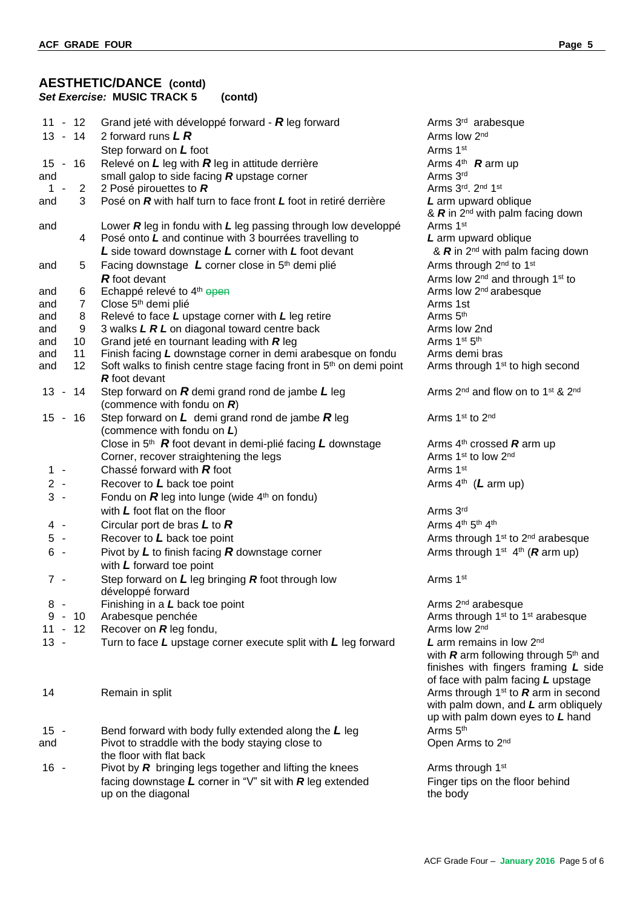## AESTHETIC/DANCE (contd)

***Set Exercise:* MUSIC TRACK 5 (contd)**

| Counts | Movement | Arms |
|---|---|---|
| 11 - 12 | Grand jeté with développé forward - ***R*** leg forward | Arms 3rd arabesque |
| 13 - 14 | 2 forward runs ***L R*** | Arms low 2nd |
| | Step forward on ***L*** foot | Arms 1st |
| 15 - 16 | Relevé on ***L*** leg with ***R*** leg in attitude derrière | Arms 4th ***R*** arm up |
| and | small galop to side facing ***R*** upstage corner | Arms 3rd |
| 1 - 2 | 2 Posé pirouettes to ***R*** | Arms 3rd. 2nd 1st |
| and 3 | Posé on ***R*** with half turn to face front ***L*** foot in retiré derrière | ***L*** arm upward oblique & ***R*** in 2nd with palm facing down |
| and | Lower ***R*** leg in fondu with ***L*** leg passing through low developpé | Arms 1st |
| 4 | Posé onto ***L*** and continue with 3 bourrées travelling to ***L*** side toward downstage ***L*** corner with ***L*** foot devant | ***L*** arm upward oblique & ***R*** in 2nd with palm facing down |
| and 5 | Facing downstage ***L*** corner close in 5th demi plié ***R*** foot devant | Arms through 2nd to 1st<br>Arms low 2nd and through 1st to |
| and 6 | Echappé relevé to 4th ~~open~~ | Arms low 2nd arabesque |
| and 7 | Close 5th demi plié | Arms 1st |
| and 8 | Relevé to face ***L*** upstage corner with ***L*** leg retire | Arms 5th |
| and 9 | 3 walks ***L R L*** on diagonal toward centre back | Arms low 2nd |
| and 10 | Grand jeté en tournant leading with ***R*** leg | Arms 1st 5th |
| and 11 | Finish facing ***L*** downstage corner in demi arabesque on fondu | Arms demi bras |
| and 12 | Soft walks to finish centre stage facing front in 5th on demi point ***R*** foot devant | Arms through 1st to high second |
| 13 - 14 | Step forward on ***R*** demi grand rond de jambe ***L*** leg (commence with fondu on ***R***) | Arms 2nd and flow on to 1st & 2nd |
| 15 - 16 | Step forward on ***L*** demi grand rond de jambe ***R*** leg (commence with fondu on ***L***) | Arms 1st to 2nd |
| | Close in 5th ***R*** foot devant in demi-plié facing ***L*** downstage Corner, recover straightening the legs | Arms 4th crossed ***R*** arm up<br>Arms 1st to low 2nd |
| 1 - | Chassé forward with ***R*** foot | Arms 1st |
| 2 - | Recover to ***L*** back toe point | Arms 4th (***L*** arm up) |
| 3 - | Fondu on ***R*** leg into lunge (wide 4th on fondu) with ***L*** foot flat on the floor | Arms 3rd |
| 4 - | Circular port de bras ***L*** to ***R*** | Arms 4th 5th 4th |
| 5 - | Recover to ***L*** back toe point | Arms through 1st to 2nd arabesque |
| 6 - | Pivot by ***L*** to finish facing ***R*** downstage corner with ***L*** forward toe point | Arms through 1st 4th (***R*** arm up) |
| 7 - | Step forward on ***L*** leg bringing ***R*** foot through low développé forward | Arms 1st |
| 8 - | Finishing in a ***L*** back toe point | Arms 2nd arabesque |
| 9 - 10 | Arabesque penchée | Arms through 1st to 1st arabesque |
| 11 - 12 | Recover on ***R*** leg fondu, | Arms low 2nd |
| 13 - | Turn to face ***L*** upstage corner execute split with ***L*** leg forward | ***L*** arm remains in low 2nd with ***R*** arm following through 5th and finishes with fingers framing ***L*** side of face with palm facing ***L*** upstage |
| 14 | Remain in split | Arms through 1st to ***R*** arm in second with palm down, and ***L*** arm obliquely up with palm down eyes to ***L*** hand |
| 15 - | Bend forward with body fully extended along the ***L*** leg | Arms 5th |
| and | Pivot to straddle with the body staying close to the floor with flat back | Open Arms to 2nd |
| 16 - | Pivot by ***R*** bringing legs together and lifting the knees facing downstage ***L*** corner in "V" sit with ***R*** leg extended up on the diagonal | Arms through 1st<br>Finger tips on the floor behind the body |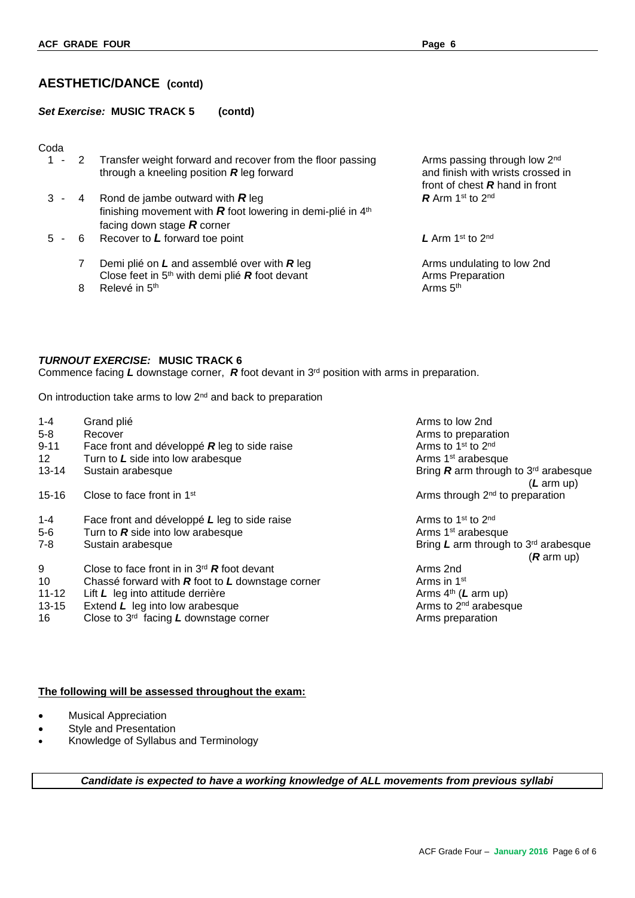## AESTHETIC/DANCE (contd)

***Set Exercise:* MUSIC TRACK 5 (contd)**

Coda

| | | |
|---|---|---|
| 1 - 2 | Transfer weight forward and recover from the floor passing through a kneeling position ***R*** leg forward | Arms passing through low 2nd and finish with wrists crossed in front of chest ***R*** hand in front |
| 3 - 4 | Rond de jambe outward with ***R*** leg finishing movement with ***R*** foot lowering in demi-plié in 4th facing down stage ***R*** corner | ***R*** Arm 1st to 2nd |
| 5 - 6 | Recover to ***L*** forward toe point | ***L*** Arm 1st to 2nd |
| 7 | Demi plié on ***L*** and assemblé over with ***R*** leg<br>Close feet in 5th with demi plié ***R*** foot devant | Arms undulating to low 2nd<br>Arms Preparation |
| 8 | Relevé in 5th | Arms 5th |

***TURNOUT EXERCISE:* MUSIC TRACK 6**

Commence facing ***L*** downstage corner, ***R*** foot devant in 3rd position with arms in preparation.

On introduction take arms to low 2nd and back to preparation

| | | |
|---|---|---|
| 1-4 | Grand plié | Arms to low 2nd |
| 5-8 | Recover | Arms to preparation |
| 9-11 | Face front and développé ***R*** leg to side raise | Arms to 1st to 2nd |
| 12 | Turn to ***L*** side into low arabesque | Arms 1st arabesque |
| 13-14 | Sustain arabesque | Bring ***R*** arm through to 3rd arabesque (***L*** arm up) |
| 15-16 | Close to face front in 1st | Arms through 2nd to preparation |
| 1-4 | Face front and développé ***L*** leg to side raise | Arms to 1st to 2nd |
| 5-6 | Turn to ***R*** side into low arabesque | Arms 1st arabesque |
| 7-8 | Sustain arabesque | Bring ***L*** arm through to 3rd arabesque (***R*** arm up) |
| 9 | Close to face front in in 3rd ***R*** foot devant | Arms 2nd |
| 10 | Chassé forward with ***R*** foot to ***L*** downstage corner | Arms in 1st |
| 11-12 | Lift ***L*** leg into attitude derrière | Arms 4th (***L*** arm up) |
| 13-15 | Extend ***L*** leg into low arabesque | Arms to 2nd arabesque |
| 16 | Close to 3rd facing ***L*** downstage corner | Arms preparation |

**The following will be assessed throughout the exam:**

- Musical Appreciation
- Style and Presentation
- Knowledge of Syllabus and Terminology

***Candidate is expected to have a working knowledge of ALL movements from previous syllabi***